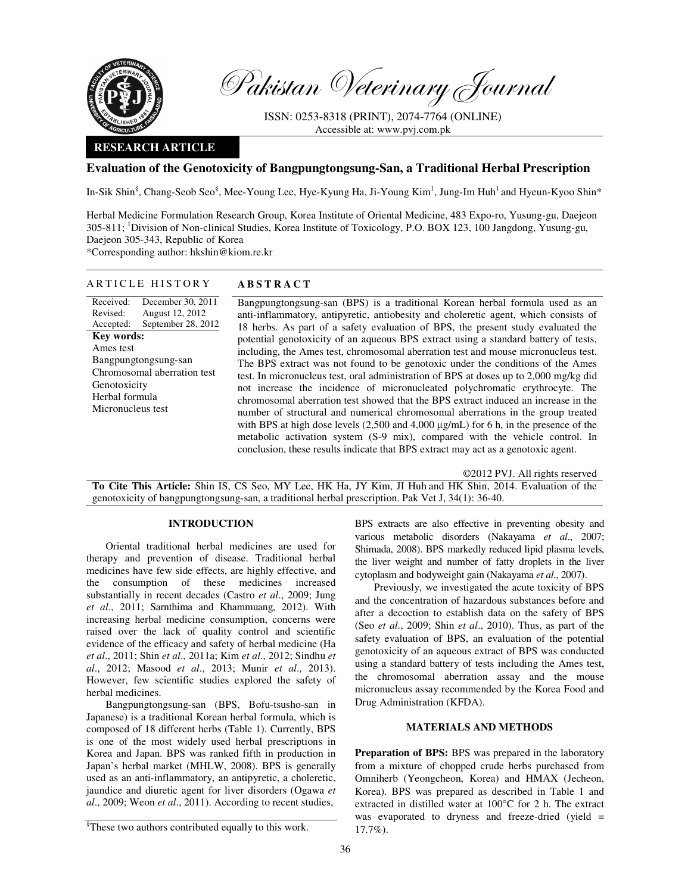# Pakistan Veterinary Journal

ISSN: 0253-8318 (PRINT), 2074-7764 (ONLINE)
Accessible at: www.pvj.com.pk

**RESEARCH ARTICLE**

## Evaluation of the Genotoxicity of Bangpungtongsung-San, a Traditional Herbal Prescription

In-Sik Shin[§], Chang-Seob Seo[§], Mee-Young Lee, Hye-Kyung Ha, Ji-Young Kim[1], Jung-Im Huh[1] and Hyeun-Kyoo Shin*

Herbal Medicine Formulation Research Group, Korea Institute of Oriental Medicine, 483 Expo-ro, Yusung-gu, Daejeon 305-811; [1]Division of Non-clinical Studies, Korea Institute of Toxicology, P.O. BOX 123, 100 Jangdong, Yusung-gu, Daejeon 305-343, Republic of Korea

*Corresponding author: hkshin@kiom.re.kr

### ARTICLE HISTORY

| | |
|---|---|
| Received: | December 30, 2011 |
| Revised: | August 12, 2012 |
| Accepted: | September 28, 2012 |

**Key words:**
Ames test
Bangpungtongsung-san
Chromosomal aberration test
Genotoxicity
Herbal formula
Micronucleus test

### ABSTRACT

Bangpungtongsung-san (BPS) is a traditional Korean herbal formula used as an anti-inflammatory, antipyretic, antiobesity and choleretic agent, which consists of 18 herbs. As part of a safety evaluation of BPS, the present study evaluated the potential genotoxicity of an aqueous BPS extract using a standard battery of tests, including, the Ames test, chromosomal aberration test and mouse micronucleus test. The BPS extract was not found to be genotoxic under the conditions of the Ames test. In micronucleus test, oral administration of BPS at doses up to 2,000 mg/kg did not increase the incidence of micronucleated polychromatic erythrocyte. The chromosomal aberration test showed that the BPS extract induced an increase in the number of structural and numerical chromosomal aberrations in the group treated with BPS at high dose levels (2,500 and 4,000 µg/mL) for 6 h, in the presence of the metabolic activation system (S-9 mix), compared with the vehicle control. In conclusion, these results indicate that BPS extract may act as a genotoxic agent.

©2012 PVJ. All rights reserved

**To Cite This Article:** Shin IS, CS Seo, MY Lee, HK Ha, JY Kim, JI Huh and HK Shin, 2014. Evaluation of the genotoxicity of bangpungtongsung-san, a traditional herbal prescription. Pak Vet J, 34(1): 36-40.

## INTRODUCTION

Oriental traditional herbal medicines are used for therapy and prevention of disease. Traditional herbal medicines have few side effects, are highly effective, and the consumption of these medicines increased substantially in recent decades (Castro *et al*., 2009; Jung *et al*., 2011; Sarnthima and Khammuang, 2012). With increasing herbal medicine consumption, concerns were raised over the lack of quality control and scientific evidence of the efficacy and safety of herbal medicine (Ha *et al*., 2011; Shin *et al*., 2011a; Kim *et al*., 2012; Sindhu *et al*., 2012; Masood *et al*., 2013; Munir *et al*., 2013). However, few scientific studies explored the safety of herbal medicines.

Bangpungtongsung-san (BPS, Bofu-tsusho-san in Japanese) is a traditional Korean herbal formula, which is composed of 18 different herbs (Table 1). Currently, BPS is one of the most widely used herbal prescriptions in Korea and Japan. BPS was ranked fifth in production in Japan's herbal market (MHLW, 2008). BPS is generally used as an anti-inflammatory, an antipyretic, a choleretic, jaundice and diuretic agent for liver disorders (Ogawa *et al*., 2009; Weon *et al*., 2011). According to recent studies, BPS extracts are also effective in preventing obesity and various metabolic disorders (Nakayama *et al*., 2007; Shimada, 2008). BPS markedly reduced lipid plasma levels, the liver weight and number of fatty droplets in the liver cytoplasm and bodyweight gain (Nakayama *et al*., 2007).

Previously, we investigated the acute toxicity of BPS and the concentration of hazardous substances before and after a decoction to establish data on the safety of BPS (Seo *et al*., 2009; Shin *et al*., 2010). Thus, as part of the safety evaluation of BPS, an evaluation of the potential genotoxicity of an aqueous extract of BPS was conducted using a standard battery of tests including the Ames test, the chromosomal aberration assay and the mouse micronucleus assay recommended by the Korea Food and Drug Administration (KFDA).

## MATERIALS AND METHODS

**Preparation of BPS:** BPS was prepared in the laboratory from a mixture of chopped crude herbs purchased from Omniherb (Yeongcheon, Korea) and HMAX (Jecheon, Korea). BPS was prepared as described in Table 1 and extracted in distilled water at 100°C for 2 h. The extract was evaporated to dryness and freeze-dried (yield = 17.7%).

[§]These two authors contributed equally to this work.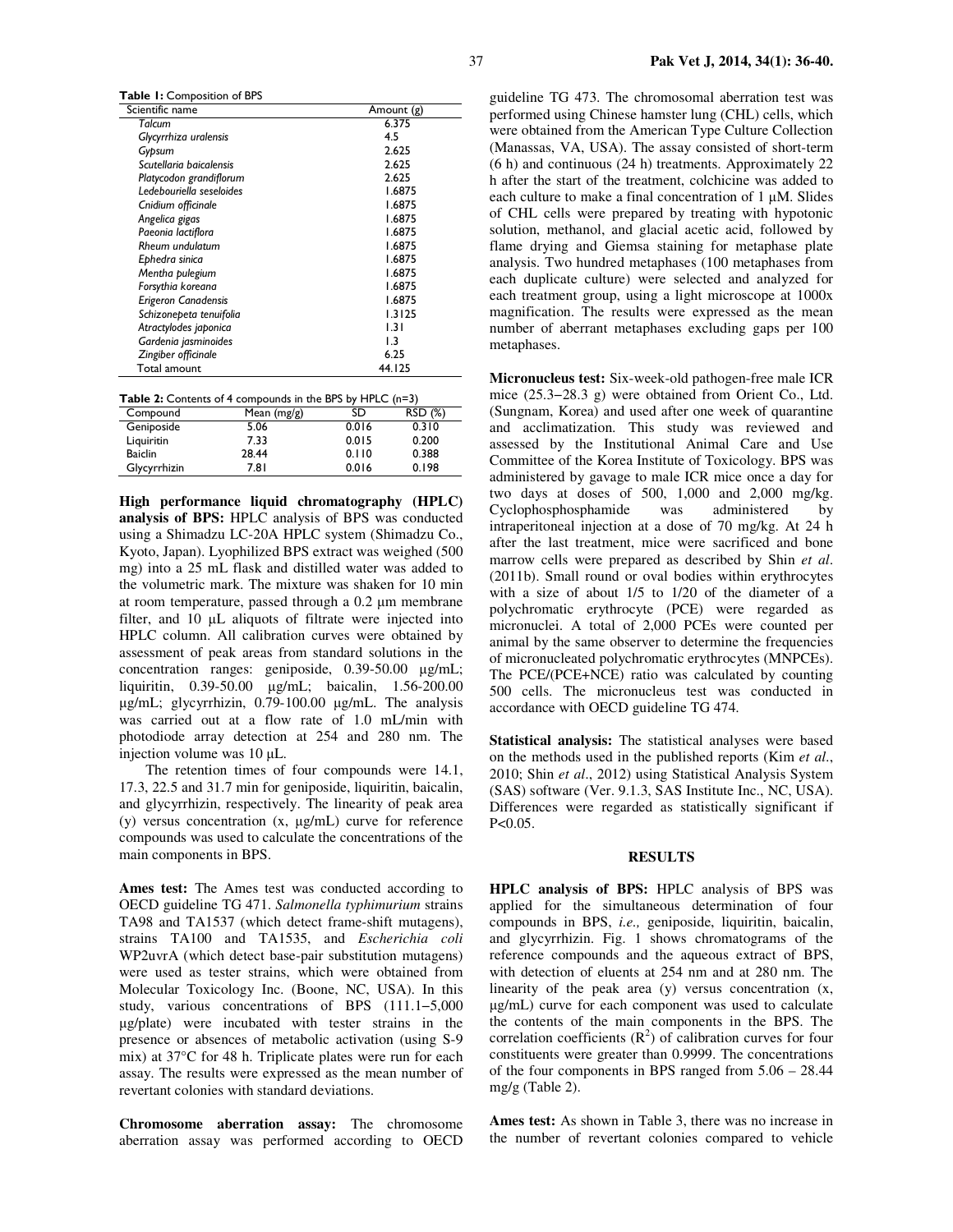**Table 1:** Composition of BPS

| Scientific name | Amount (g) |
|---|---|
| *Talcum* | 6.375 |
| *Glycyrrhiza uralensis* | 4.5 |
| *Gypsum* | 2.625 |
| *Scutellaria baicalensis* | 2.625 |
| *Platycodon grandiflorum* | 2.625 |
| *Ledebouriella seseloides* | 1.6875 |
| *Cnidium officinale* | 1.6875 |
| *Angelica gigas* | 1.6875 |
| *Paeonia lactiflora* | 1.6875 |
| *Rheum undulatum* | 1.6875 |
| *Ephedra sinica* | 1.6875 |
| *Mentha pulegium* | 1.6875 |
| *Forsythia koreana* | 1.6875 |
| *Erigeron Canadensis* | 1.6875 |
| *Schizonepeta tenuifolia* | 1.3125 |
| *Atractylodes japonica* | 1.31 |
| *Gardenia jasminoides* | 1.3 |
| *Zingiber officinale* | 6.25 |
| Total amount | 44.125 |

**Table 2:** Contents of 4 compounds in the BPS by HPLC (n=3)

| Compound | Mean (mg/g) | SD | RSD (%) |
|---|---|---|---|
| Geniposide | 5.06 | 0.016 | 0.310 |
| Liquiritin | 7.33 | 0.015 | 0.200 |
| Baiclin | 28.44 | 0.110 | 0.388 |
| Glycyrrhizin | 7.81 | 0.016 | 0.198 |

**High performance liquid chromatography (HPLC) analysis of BPS:** HPLC analysis of BPS was conducted using a Shimadzu LC-20A HPLC system (Shimadzu Co., Kyoto, Japan). Lyophilized BPS extract was weighed (500 mg) into a 25 mL flask and distilled water was added to the volumetric mark. The mixture was shaken for 10 min at room temperature, passed through a 0.2 µm membrane filter, and 10 µL aliquots of filtrate were injected into HPLC column. All calibration curves were obtained by assessment of peak areas from standard solutions in the concentration ranges: geniposide, 0.39-50.00 µg/mL; liquiritin, 0.39-50.00 µg/mL; baicalin, 1.56-200.00 µg/mL; glycyrrhizin, 0.79-100.00 µg/mL. The analysis was carried out at a flow rate of 1.0 mL/min with photodiode array detection at 254 and 280 nm. The injection volume was 10 µL.

The retention times of four compounds were 14.1, 17.3, 22.5 and 31.7 min for geniposide, liquiritin, baicalin, and glycyrrhizin, respectively. The linearity of peak area (y) versus concentration (x, µg/mL) curve for reference compounds was used to calculate the concentrations of the main components in BPS.

**Ames test:** The Ames test was conducted according to OECD guideline TG 471. *Salmonella typhimurium* strains TA98 and TA1537 (which detect frame-shift mutagens), strains TA100 and TA1535, and *Escherichia coli* WP2uvrA (which detect base-pair substitution mutagens) were used as tester strains, which were obtained from Molecular Toxicology Inc. (Boone, NC, USA). In this study, various concentrations of BPS (111.1–5,000 µg/plate) were incubated with tester strains in the presence or absences of metabolic activation (using S-9 mix) at 37°C for 48 h. Triplicate plates were run for each assay. The results were expressed as the mean number of revertant colonies with standard deviations.

**Chromosome aberration assay:** The chromosome aberration assay was performed according to OECD guideline TG 473. The chromosomal aberration test was performed using Chinese hamster lung (CHL) cells, which were obtained from the American Type Culture Collection (Manassas, VA, USA). The assay consisted of short-term (6 h) and continuous (24 h) treatments. Approximately 22 h after the start of the treatment, colchicine was added to each culture to make a final concentration of 1 µM. Slides of CHL cells were prepared by treating with hypotonic solution, methanol, and glacial acetic acid, followed by flame drying and Giemsa staining for metaphase plate analysis. Two hundred metaphases (100 metaphases from each duplicate culture) were selected and analyzed for each treatment group, using a light microscope at 1000x magnification. The results were expressed as the mean number of aberrant metaphases excluding gaps per 100 metaphases.

**Micronucleus test:** Six-week-old pathogen-free male ICR mice (25.3–28.3 g) were obtained from Orient Co., Ltd. (Sungnam, Korea) and used after one week of quarantine and acclimatization. This study was reviewed and assessed by the Institutional Animal Care and Use Committee of the Korea Institute of Toxicology. BPS was administered by gavage to male ICR mice once a day for two days at doses of 500, 1,000 and 2,000 mg/kg. Cyclophosphosphamide was administered by intraperitoneal injection at a dose of 70 mg/kg. At 24 h after the last treatment, mice were sacrificed and bone marrow cells were prepared as described by Shin *et al*. (2011b). Small round or oval bodies within erythrocytes with a size of about 1/5 to 1/20 of the diameter of a polychromatic erythrocyte (PCE) were regarded as micronuclei. A total of 2,000 PCEs were counted per animal by the same observer to determine the frequencies of micronucleated polychromatic erythrocytes (MNPCEs). The PCE/(PCE+NCE) ratio was calculated by counting 500 cells. The micronucleus test was conducted in accordance with OECD guideline TG 474.

**Statistical analysis:** The statistical analyses were based on the methods used in the published reports (Kim *et al*., 2010; Shin *et al*., 2012) using Statistical Analysis System (SAS) software (Ver. 9.1.3, SAS Institute Inc., NC, USA). Differences were regarded as statistically significant if $P<0.05$.

## RESULTS

**HPLC analysis of BPS:** HPLC analysis of BPS was applied for the simultaneous determination of four compounds in BPS, *i.e.,* geniposide, liquiritin, baicalin, and glycyrrhizin. Fig. 1 shows chromatograms of the reference compounds and the aqueous extract of BPS, with detection of eluents at 254 nm and at 280 nm. The linearity of the peak area (y) versus concentration (x, µg/mL) curve for each component was used to calculate the contents of the main components in the BPS. The correlation coefficients ($R^2$) of calibration curves for four constituents were greater than 0.9999. The concentrations of the four components in BPS ranged from 5.06 – 28.44 mg/g (Table 2).

**Ames test:** As shown in Table 3, there was no increase in the number of revertant colonies compared to vehicle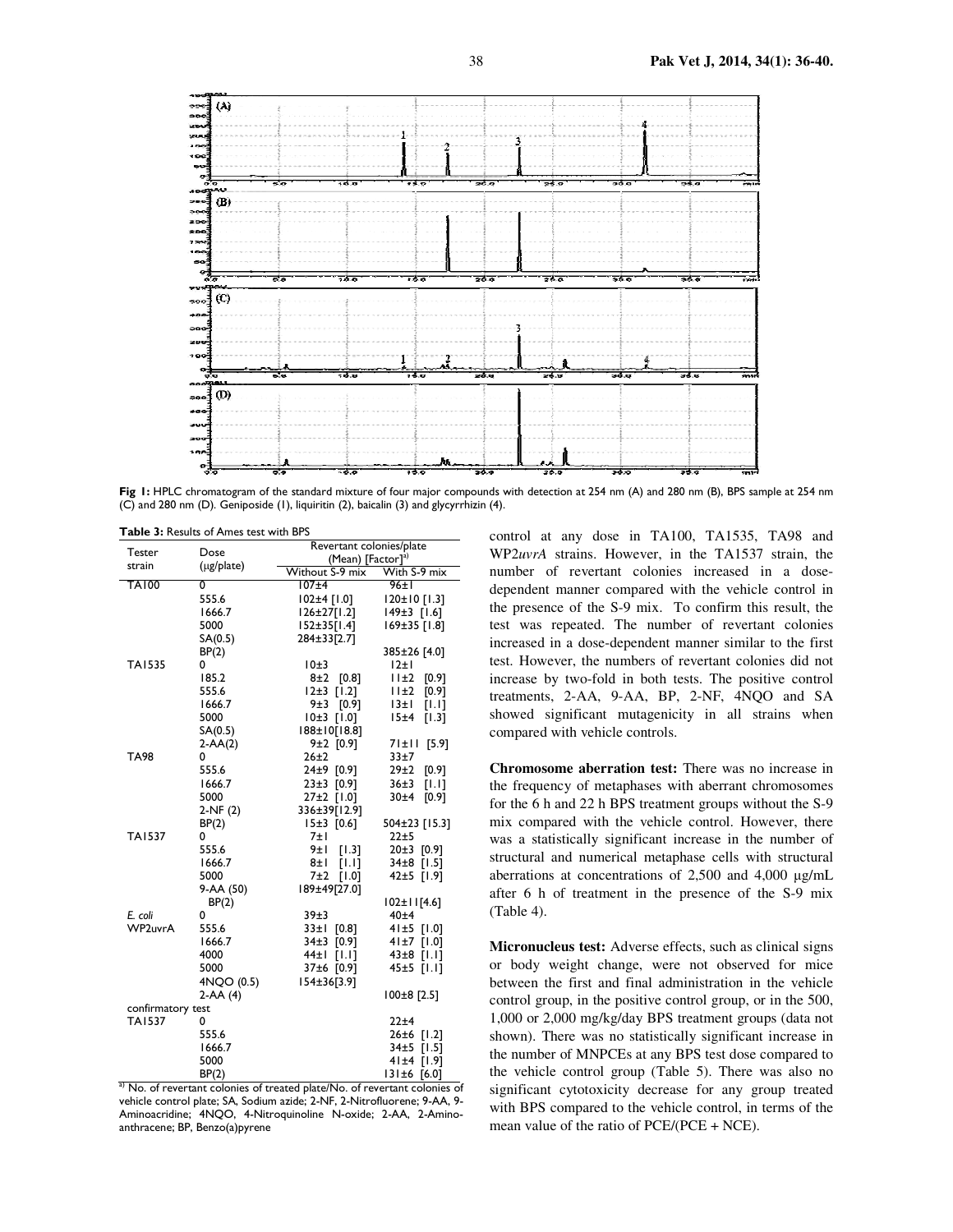**Fig 1:** HPLC chromatogram of the standard mixture of four major compounds with detection at 254 nm (A) and 280 nm (B), BPS sample at 254 nm (C) and 280 nm (D). Geniposide (1), liquiritin (2), baicalin (3) and glycyrrhizin (4).

**Table 3:** Results of Ames test with BPS

| Tester strain | Dose (μg/plate) | Revertant colonies/plate (Mean) [Factor][a)] | |
|---|---|---|---|
| | | Without S-9 mix | With S-9 mix |
| TA100 | 0 | 107±4 | 96±1 |
| | 555.6 | 102±4 [1.0] | 120±10 [1.3] |
| | 1666.7 | 126±27[1.2] | 149±3 [1.6] |
| | 5000 | 152±35[1.4] | 169±35 [1.8] |
| | SA(0.5) | 284±33[2.7] | |
| | BP(2) | | 385±26 [4.0] |
| TA1535 | 0 | 10±3 | 12±1 |
| | 185.2 | 8±2 [0.8] | 11±2 [0.9] |
| | 555.6 | 12±3 [1.2] | 11±2 [0.9] |
| | 1666.7 | 9±3 [0.9] | 13±1 [1.1] |
| | 5000 | 10±3 [1.0] | 15±4 [1.3] |
| | SA(0.5) | 188±10[18.8] | |
| | 2-AA(2) | 9±2 [0.9] | 71±11 [5.9] |
| TA98 | 0 | 26±2 | 33±7 |
| | 555.6 | 24±9 [0.9] | 29±2 [0.9] |
| | 1666.7 | 23±3 [0.9] | 36±3 [1.1] |
| | 5000 | 27±2 [1.0] | 30±4 [0.9] |
| | 2-NF (2) | 336±39[12.9] | |
| | BP(2) | 15±3 [0.6] | 504±23 [15.3] |
| TA1537 | 0 | 7±1 | 22±5 |
| | 555.6 | 9±1 [1.3] | 20±3 [0.9] |
| | 1666.7 | 8±1 [1.1] | 34±8 [1.5] |
| | 5000 | 7±2 [1.0] | 42±5 [1.9] |
| | 9-AA (50) | 189±49[27.0] | |
| | BP(2) | | 102±11[4.6] |
| *E. coli* WP2uvrA | 0 | 39±3 | 40±4 |
| | 555.6 | 33±1 [0.8] | 41±5 [1.0] |
| | 1666.7 | 34±3 [0.9] | 41±7 [1.0] |
| | 4000 | 44±1 [1.1] | 43±8 [1.1] |
| | 5000 | 37±6 [0.9] | 45±5 [1.1] |
| | 4NQO (0.5) | 154±36[3.9] | |
| | 2-AA (4) | | 100±8 [2.5] |
| confirmatory test | | | |
| TA1537 | 0 | | 22±4 |
| | 555.6 | | 26±6 [1.2] |
| | 1666.7 | | 34±5 [1.5] |
| | 5000 | | 41±4 [1.9] |
| | BP(2) | | 131±6 [6.0] |

a) No. of revertant colonies of treated plate/No. of revertant colonies of vehicle control plate; SA, Sodium azide; 2-NF, 2-Nitrofluorene; 9-AA, 9-Aminoacridine; 4NQO, 4-Nitroquinoline N-oxide; 2-AA, 2-Amino-anthracene; BP, Benzo(a)pyrene

control at any dose in TA100, TA1535, TA98 and WP2*uvrA* strains. However, in the TA1537 strain, the number of revertant colonies increased in a dose-dependent manner compared with the vehicle control in the presence of the S-9 mix. To confirm this result, the test was repeated. The number of revertant colonies increased in a dose-dependent manner similar to the first test. However, the numbers of revertant colonies did not increase by two-fold in both tests. The positive control treatments, 2-AA, 9-AA, BP, 2-NF, 4NQO and SA showed significant mutagenicity in all strains when compared with vehicle controls.

**Chromosome aberration test:** There was no increase in the frequency of metaphases with aberrant chromosomes for the 6 h and 22 h BPS treatment groups without the S-9 mix compared with the vehicle control. However, there was a statistically significant increase in the number of structural and numerical metaphase cells with structural aberrations at concentrations of 2,500 and 4,000 μg/mL after 6 h of treatment in the presence of the S-9 mix (Table 4).

**Micronucleus test:** Adverse effects, such as clinical signs or body weight change, were not observed for mice between the first and final administration in the vehicle control group, in the positive control group, or in the 500, 1,000 or 2,000 mg/kg/day BPS treatment groups (data not shown). There was no statistically significant increase in the number of MNPCEs at any BPS test dose compared to the vehicle control group (Table 5). There was also no significant cytotoxicity decrease for any group treated with BPS compared to the vehicle control, in terms of the mean value of the ratio of PCE/(PCE + NCE).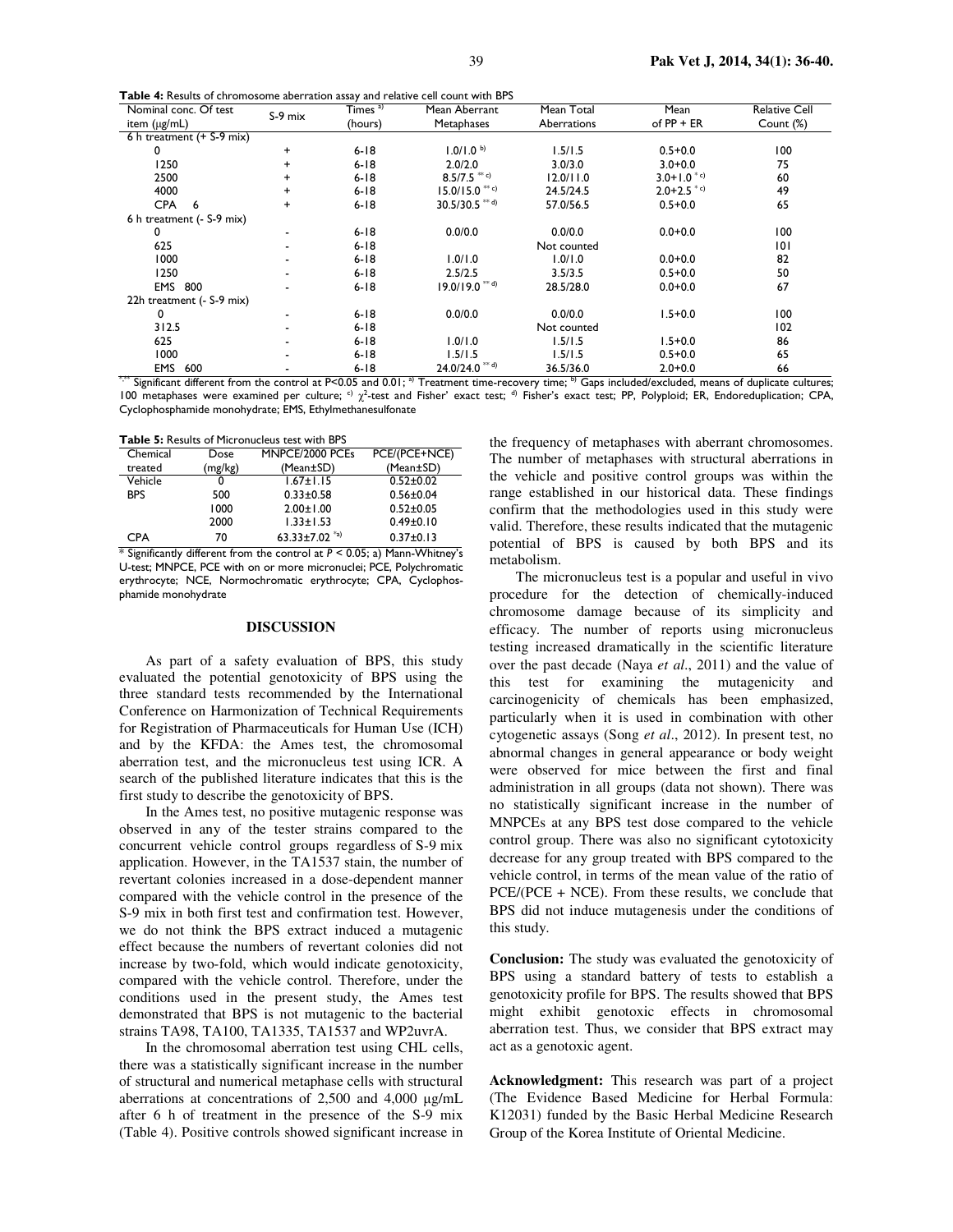**Table 4:** Results of chromosome aberration assay and relative cell count with BPS

| Nominal conc. Of test item (µg/mL) | S-9 mix | Times [a] (hours) | Mean Aberrant Metaphases | Mean Total Aberrations | Mean of PP + ER | Relative Cell Count (%) |
|---|---|---|---|---|---|---|
| 6 h treatment (+ S-9 mix) | | | | | | |
| 0 | + | 6-18 | 1.0/1.0 [b] | 1.5/1.5 | 0.5+0.0 | 100 |
| 1250 | + | 6-18 | 2.0/2.0 | 3.0/3.0 | 3.0+0.0 | 75 |
| 2500 | + | 6-18 | 8.5/7.5 [** c)] | 12.0/11.0 | 3.0+1.0 [* c)] | 60 |
| 4000 | + | 6-18 | 15.0/15.0 [** c)] | 24.5/24.5 | 2.0+2.5 [* c)] | 49 |
| CPA 6 | + | 6-18 | 30.5/30.5 [** d)] | 57.0/56.5 | 0.5+0.0 | 65 |
| 6 h treatment (- S-9 mix) | | | | | | |
| 0 | - | 6-18 | 0.0/0.0 | 0.0/0.0 | 0.0+0.0 | 100 |
| 625 | - | 6-18 | | Not counted | | 101 |
| 1000 | - | 6-18 | 1.0/1.0 | 1.0/1.0 | 0.0+0.0 | 82 |
| 1250 | - | 6-18 | 2.5/2.5 | 3.5/3.5 | 0.5+0.0 | 50 |
| EMS 800 | - | 6-18 | 19.0/19.0 [** d)] | 28.5/28.0 | 0.0+0.0 | 67 |
| 22h treatment (- S-9 mix) | | | | | | |
| 0 | - | 6-18 | 0.0/0.0 | 0.0/0.0 | 1.5+0.0 | 100 |
| 312.5 | - | 6-18 | | Not counted | | 102 |
| 625 | - | 6-18 | 1.0/1.0 | 1.5/1.5 | 1.5+0.0 | 86 |
| 1000 | - | 6-18 | 1.5/1.5 | 1.5/1.5 | 0.5+0.0 | 65 |
| EMS 600 | - | 6-18 | 24.0/24.0 [** d)] | 36.5/36.0 | 2.0+0.0 | 66 |

*,** Significant different from the control at P<0.05 and 0.01; a) Treatment time-recovery time; b) Gaps included/excluded, means of duplicate cultures; 100 metaphases were examined per culture; c) $\chi^2$-test and Fisher' exact test; d) Fisher's exact test; PP, Polyploid; ER, Endoreduplication; CPA, Cyclophosphamide monohydrate; EMS, Ethylmethanesulfonate

**Table 5:** Results of Micronucleus test with BPS

| Chemical treated | Dose (mg/kg) | MNPCE/2000 PCEs (Mean±SD) | PCE/(PCE+NCE) (Mean±SD) |
|---|---|---|---|
| Vehicle | 0 | 1.67±1.15 | 0.52±0.02 |
| BPS | 500 | 0.33±0.58 | 0.56±0.04 |
| | 1000 | 2.00±1.00 | 0.52±0.05 |
| | 2000 | 1.33±1.53 | 0.49±0.10 |
| CPA | 70 | 63.33±7.02 [*a)] | 0.37±0.13 |

* Significantly different from the control at $P < 0.05$; a) Mann-Whitney's U-test; MNPCE, PCE with on or more micronuclei; PCE, Polychromatic erythrocyte; NCE, Normochromatic erythrocyte; CPA, Cyclophosphamide monohydrate

## DISCUSSION

As part of a safety evaluation of BPS, this study evaluated the potential genotoxicity of BPS using the three standard tests recommended by the International Conference on Harmonization of Technical Requirements for Registration of Pharmaceuticals for Human Use (ICH) and by the KFDA: the Ames test, the chromosomal aberration test, and the micronucleus test using ICR. A search of the published literature indicates that this is the first study to describe the genotoxicity of BPS.

In the Ames test, no positive mutagenic response was observed in any of the tester strains compared to the concurrent vehicle control groups regardless of S-9 mix application. However, in the TA1537 stain, the number of revertant colonies increased in a dose-dependent manner compared with the vehicle control in the presence of the S-9 mix in both first test and confirmation test. However, we do not think the BPS extract induced a mutagenic effect because the numbers of revertant colonies did not increase by two-fold, which would indicate genotoxicity, compared with the vehicle control. Therefore, under the conditions used in the present study, the Ames test demonstrated that BPS is not mutagenic to the bacterial strains TA98, TA100, TA1335, TA1537 and WP2uvrA.

In the chromosomal aberration test using CHL cells, there was a statistically significant increase in the number of structural and numerical metaphase cells with structural aberrations at concentrations of 2,500 and 4,000 µg/mL after 6 h of treatment in the presence of the S-9 mix (Table 4). Positive controls showed significant increase in the frequency of metaphases with aberrant chromosomes. The number of metaphases with structural aberrations in the vehicle and positive control groups was within the range established in our historical data. These findings confirm that the methodologies used in this study were valid. Therefore, these results indicated that the mutagenic potential of BPS is caused by both BPS and its metabolism.

The micronucleus test is a popular and useful in vivo procedure for the detection of chemically-induced chromosome damage because of its simplicity and efficacy. The number of reports using micronucleus testing increased dramatically in the scientific literature over the past decade (Naya *et al*., 2011) and the value of this test for examining the mutagenicity and carcinogenicity of chemicals has been emphasized, particularly when it is used in combination with other cytogenetic assays (Song *et al*., 2012). In present test, no abnormal changes in general appearance or body weight were observed for mice between the first and final administration in all groups (data not shown). There was no statistically significant increase in the number of MNPCEs at any BPS test dose compared to the vehicle control group. There was also no significant cytotoxicity decrease for any group treated with BPS compared to the vehicle control, in terms of the mean value of the ratio of PCE/(PCE + NCE). From these results, we conclude that BPS did not induce mutagenesis under the conditions of this study.

**Conclusion:** The study was evaluated the genotoxicity of BPS using a standard battery of tests to establish a genotoxicity profile for BPS. The results showed that BPS might exhibit genotoxic effects in chromosomal aberration test. Thus, we consider that BPS extract may act as a genotoxic agent.

**Acknowledgment:** This research was part of a project (The Evidence Based Medicine for Herbal Formula: K12031) funded by the Basic Herbal Medicine Research Group of the Korea Institute of Oriental Medicine.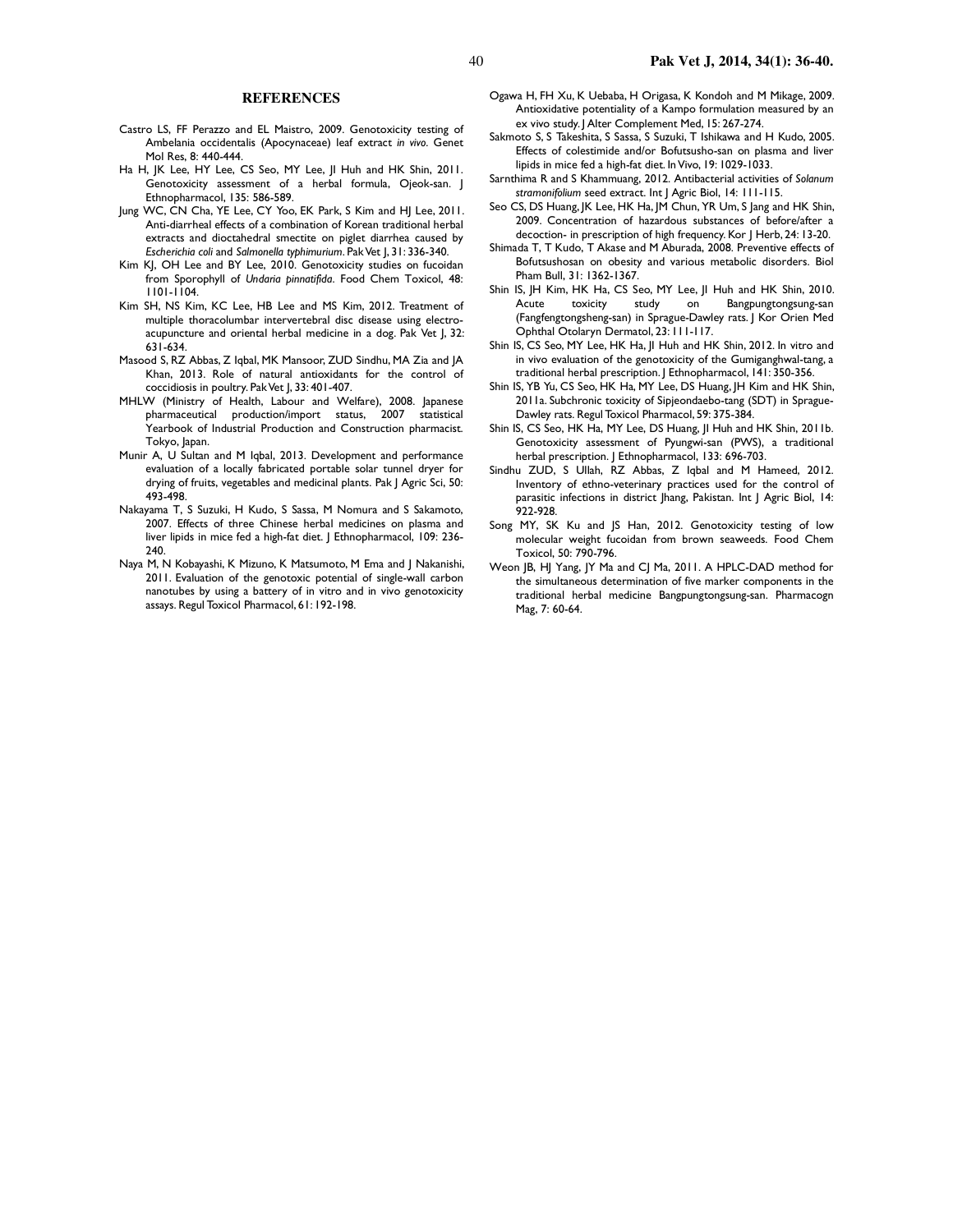## REFERENCES

Castro LS, FF Perazzo and EL Maistro, 2009. Genotoxicity testing of Ambelania occidentalis (Apocynaceae) leaf extract *in vivo*. Genet Mol Res, 8: 440-444.

Ha H, JK Lee, HY Lee, CS Seo, MY Lee, JI Huh and HK Shin, 2011. Genotoxicity assessment of a herbal formula, Ojeok-san. J Ethnopharmacol, 135: 586-589.

Jung WC, CN Cha, YE Lee, CY Yoo, EK Park, S Kim and HJ Lee, 2011. Anti-diarrheal effects of a combination of Korean traditional herbal extracts and dioctahedral smectite on piglet diarrhea caused by *Escherichia coli* and *Salmonella typhimurium*. Pak Vet J, 31: 336-340.

Kim KJ, OH Lee and BY Lee, 2010. Genotoxicity studies on fucoidan from Sporophyll of *Undaria pinnatifida*. Food Chem Toxicol, 48: 1101-1104.

Kim SH, NS Kim, KC Lee, HB Lee and MS Kim, 2012. Treatment of multiple thoracolumbar intervertebral disc disease using electro-acupuncture and oriental herbal medicine in a dog. Pak Vet J, 32: 631-634.

Masood S, RZ Abbas, Z Iqbal, MK Mansoor, ZUD Sindhu, MA Zia and JA Khan, 2013. Role of natural antioxidants for the control of coccidiosis in poultry. Pak Vet J, 33: 401-407.

MHLW (Ministry of Health, Labour and Welfare), 2008. Japanese pharmaceutical production/import status, 2007 statistical Yearbook of Industrial Production and Construction pharmacist. Tokyo, Japan.

Munir A, U Sultan and M Iqbal, 2013. Development and performance evaluation of a locally fabricated portable solar tunnel dryer for drying of fruits, vegetables and medicinal plants. Pak J Agric Sci, 50: 493-498.

Nakayama T, S Suzuki, H Kudo, S Sassa, M Nomura and S Sakamoto, 2007. Effects of three Chinese herbal medicines on plasma and liver lipids in mice fed a high-fat diet. J Ethnopharmacol, 109: 236-240.

Naya M, N Kobayashi, K Mizuno, K Matsumoto, M Ema and J Nakanishi, 2011. Evaluation of the genotoxic potential of single-wall carbon nanotubes by using a battery of in vitro and in vivo genotoxicity assays. Regul Toxicol Pharmacol, 61: 192-198.

Ogawa H, FH Xu, K Uebaba, H Origasa, K Kondoh and M Mikage, 2009. Antioxidative potentiality of a Kampo formulation measured by an ex vivo study. J Alter Complement Med, 15: 267-274.

Sakmoto S, S Takeshita, S Sassa, S Suzuki, T Ishikawa and H Kudo, 2005. Effects of colestimide and/or Bofutsusho-san on plasma and liver lipids in mice fed a high-fat diet. In Vivo, 19: 1029-1033.

Sarnthima R and S Khammuang, 2012. Antibacterial activities of *Solanum stramonifolium* seed extract. Int J Agric Biol, 14: 111-115.

Seo CS, DS Huang, JK Lee, HK Ha, JM Chun, YR Um, S Jang and HK Shin, 2009. Concentration of hazardous substances of before/after a decoction- in prescription of high frequency. Kor J Herb, 24: 13-20.

Shimada T, T Kudo, T Akase and M Aburada, 2008. Preventive effects of Bofutsushosan on obesity and various metabolic disorders. Biol Pham Bull, 31: 1362-1367.

Shin IS, JH Kim, HK Ha, CS Seo, MY Lee, JI Huh and HK Shin, 2010. Acute toxicity study on Bangpungtongsung-san (Fangfengtongsheng-san) in Sprague-Dawley rats. J Kor Orien Med Ophthal Otolaryn Dermatol, 23: 111-117.

Shin IS, CS Seo, MY Lee, HK Ha, JI Huh and HK Shin, 2012. In vitro and in vivo evaluation of the genotoxicity of the Gumiganghwal-tang, a traditional herbal prescription. J Ethnopharmacol, 141: 350-356.

Shin IS, YB Yu, CS Seo, HK Ha, MY Lee, DS Huang, JH Kim and HK Shin, 2011a. Subchronic toxicity of Sipjeondaebo-tang (SDT) in Sprague-Dawley rats. Regul Toxicol Pharmacol, 59: 375-384.

Shin IS, CS Seo, HK Ha, MY Lee, DS Huang, JI Huh and HK Shin, 2011b. Genotoxicity assessment of Pyungwi-san (PWS), a traditional herbal prescription. J Ethnopharmacol, 133: 696-703.

Sindhu ZUD, S Ullah, RZ Abbas, Z Iqbal and M Hameed, 2012. Inventory of ethno-veterinary practices used for the control of parasitic infections in district Jhang, Pakistan. Int J Agric Biol, 14: 922-928.

Song MY, SK Ku and JS Han, 2012. Genotoxicity testing of low molecular weight fucoidan from brown seaweeds. Food Chem Toxicol, 50: 790-796.

Weon JB, HJ Yang, JY Ma and CJ Ma, 2011. A HPLC-DAD method for the simultaneous determination of five marker components in the traditional herbal medicine Bangpungtongsung-san. Pharmacogn Mag, 7: 60-64.